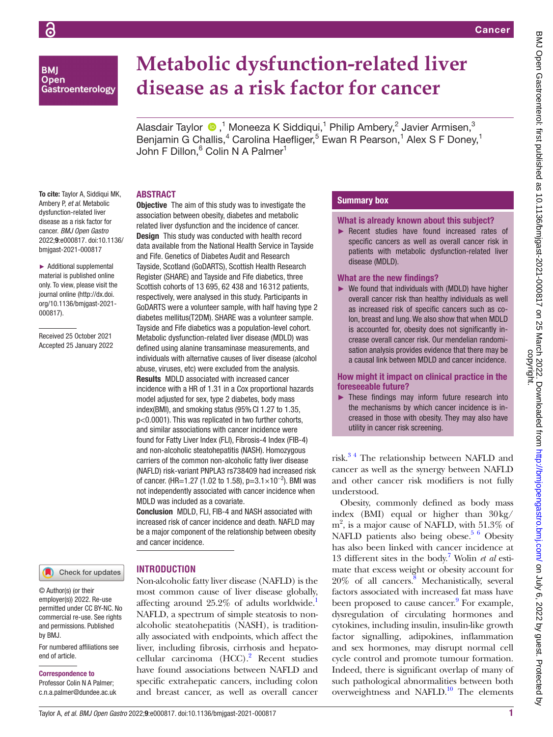# Metabolic dysfunction-related liver disease as a risk factor for cancer

Alasdair Taylor ,[1] Moneeza K Siddiqui,[1] Philip Ambery,[2] Javier Armisen,[3] Benjamin G Challis,[4] Carolina Haefliger,[5] Ewan R Pearson,[1] Alex S F Doney,[1] John F Dillon,[6] Colin N A Palmer[1]

**To cite:** Taylor A, Siddiqui MK, Ambery P, *et al*. Metabolic dysfunction-related liver disease as a risk factor for cancer. *BMJ Open Gastro* 2022;**9**:e000817. doi:10.1136/bmjgast-2021-000817

► Additional supplemental material is published online only. To view, please visit the journal online (http://dx.doi.org/10.1136/bmjgast-2021-000817).

Received 25 October 2021
Accepted 25 January 2022

© Author(s) (or their employer(s)) 2022. Re-use permitted under CC BY-NC. No commercial re-use. See rights and permissions. Published by BMJ.

For numbered affiliations see end of article.

**Correspondence to**
Professor Colin N A Palmer; c.n.a.palmer@dundee.ac.uk

## ABSTRACT

**Objective** The aim of this study was to investigate the association between obesity, diabetes and metabolic related liver dysfunction and the incidence of cancer.

**Design** This study was conducted with health record data available from the National Health Service in Tayside and Fife. Genetics of Diabetes Audit and Research Tayside, Scotland (GoDARTS), Scottish Health Research Register (SHARE) and Tayside and Fife diabetics, three Scottish cohorts of 13 695, 62 438 and 16 312 patients, respectively, were analysed in this study. Participants in GoDARTS were a volunteer sample, with half having type 2 diabetes mellitus(T2DM). SHARE was a volunteer sample. Tayside and Fife diabetics was a population-level cohort. Metabolic dysfunction-related liver disease (MDLD) was defined using alanine transaminase measurements, and individuals with alternative causes of liver disease (alcohol abuse, viruses, etc) were excluded from the analysis.

**Results** MDLD associated with increased cancer incidence with a HR of 1.31 in a Cox proportional hazards model adjusted for sex, type 2 diabetes, body mass index(BMI), and smoking status (95% CI 1.27 to 1.35, p<0.0001). This was replicated in two further cohorts, and similar associations with cancer incidence were found for Fatty Liver Index (FLI), Fibrosis-4 Index (FIB-4) and non-alcoholic steatohepatitis (NASH). Homozygous carriers of the common non-alcoholic fatty liver disease (NAFLD) risk-variant PNPLA3 rs738409 had increased risk of cancer. (HR=1.27 (1.02 to 1.58), p=$3.1\times10^{-2}$). BMI was not independently associated with cancer incidence when MDLD was included as a covariate.

**Conclusion** MDLD, FLI, FIB-4 and NASH associated with increased risk of cancer incidence and death. NAFLD may be a major component of the relationship between obesity and cancer incidence.

## Summary box

### What is already known about this subject?

► Recent studies have found increased rates of specific cancers as well as overall cancer risk in patients with metabolic dysfunction-related liver disease (MDLD).

### What are the new findings?

► We found that individuals with (MDLD) have higher overall cancer risk than healthy individuals as well as increased risk of specific cancers such as colon, breast and lung. We also show that when MDLD is accounted for, obesity does not significantly increase overall cancer risk. Our mendelian randomisation analysis provides evidence that there may be a causal link between MDLD and cancer incidence.

### How might it impact on clinical practice in the foreseeable future?

► These findings may inform future research into the mechanisms by which cancer incidence is increased in those with obesity. They may also have utility in cancer risk screening.

## INTRODUCTION

Non-alcoholic fatty liver disease (NAFLD) is the most common cause of liver disease globally, affecting around 25.2% of adults worldwide.[1] NAFLD, a spectrum of simple steatosis to non-alcoholic steatohepatitis (NASH), is traditionally associated with endpoints, which affect the liver, including fibrosis, cirrhosis and hepatocellular carcinoma (HCC).[2] Recent studies have found associations between NAFLD and specific extrahepatic cancers, including colon and breast cancer, as well as overall cancer risk.[3 4] The relationship between NAFLD and cancer as well as the synergy between NAFLD and other cancer risk modifiers is not fully understood.

Obesity, commonly defined as body mass index (BMI) equal or higher than 30 kg/m$^2$, is a major cause of NAFLD, with 51.3% of NAFLD patients also being obese.[5 6] Obesity has also been linked with cancer incidence at 13 different sites in the body.[7] Wolin *et al* estimate that excess weight or obesity account for 20% of all cancers.[8] Mechanistically, several factors associated with increased fat mass have been proposed to cause cancer.[9] For example, dysregulation of circulating hormones and cytokines, including insulin, insulin-like growth factor signalling, adipokines, inflammation and sex hormones, may disrupt normal cell cycle control and promote tumour formation. Indeed, there is significant overlap of many of such pathological abnormalities between both overweightness and NAFLD.[10] The elements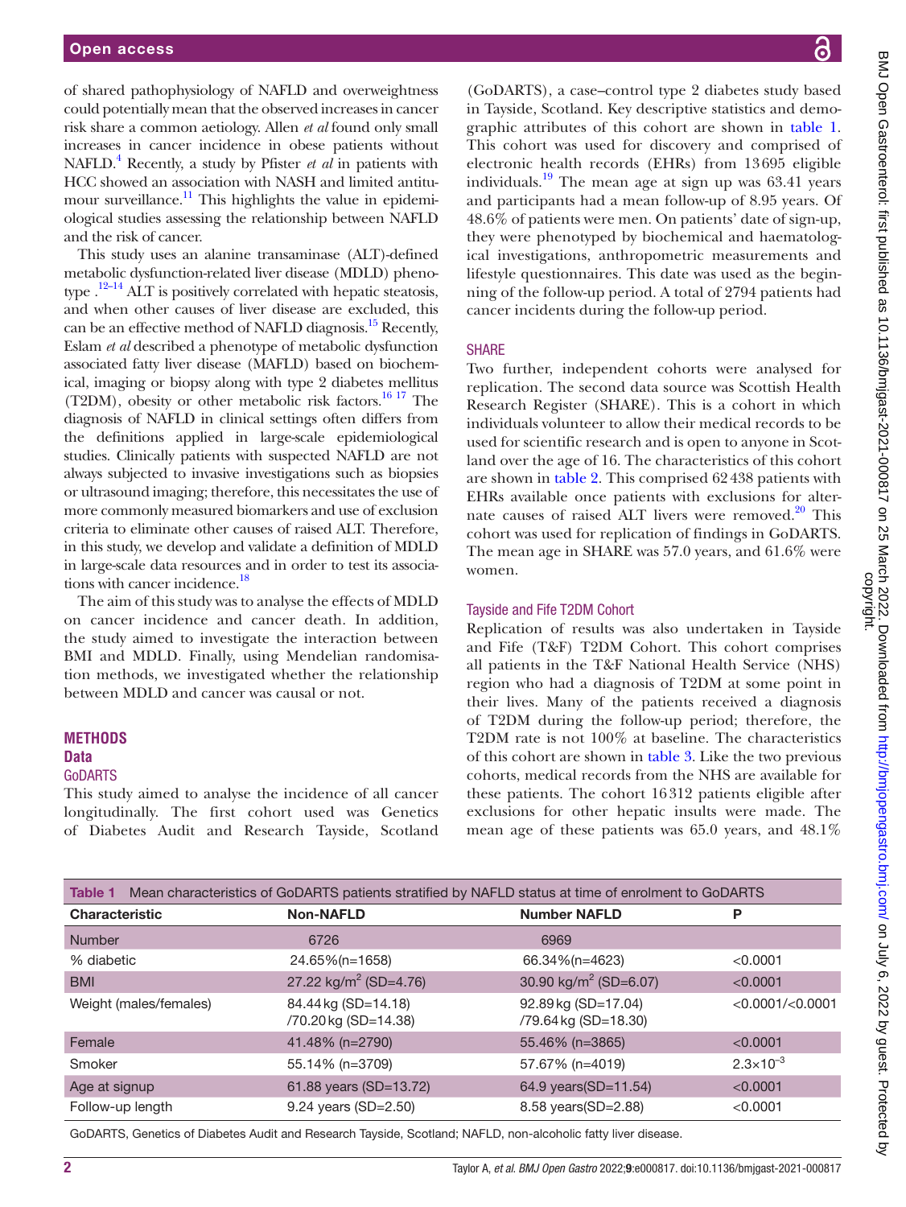of shared pathophysiology of NAFLD and overweightness could potentially mean that the observed increases in cancer risk share a common aetiology. Allen *et al* found only small increases in cancer incidence in obese patients without NAFLD.[4] Recently, a study by Pfister *et al* in patients with HCC showed an association with NASH and limited antitumour surveillance.[11] This highlights the value in epidemiological studies assessing the relationship between NAFLD and the risk of cancer.

This study uses an alanine transaminase (ALT)-defined metabolic dysfunction-related liver disease (MDLD) phenotype .[12–14] ALT is positively correlated with hepatic steatosis, and when other causes of liver disease are excluded, this can be an effective method of NAFLD diagnosis.[15] Recently, Eslam *et al* described a phenotype of metabolic dysfunction associated fatty liver disease (MAFLD) based on biochemical, imaging or biopsy along with type 2 diabetes mellitus (T2DM), obesity or other metabolic risk factors.[16 17] The diagnosis of NAFLD in clinical settings often differs from the definitions applied in large-scale epidemiological studies. Clinically patients with suspected NAFLD are not always subjected to invasive investigations such as biopsies or ultrasound imaging; therefore, this necessitates the use of more commonly measured biomarkers and use of exclusion criteria to eliminate other causes of raised ALT. Therefore, in this study, we develop and validate a definition of MDLD in large-scale data resources and in order to test its associations with cancer incidence.[18]

The aim of this study was to analyse the effects of MDLD on cancer incidence and cancer death. In addition, the study aimed to investigate the interaction between BMI and MDLD. Finally, using Mendelian randomisation methods, we investigated whether the relationship between MDLD and cancer was causal or not.

# METHODS

## Data

### GoDARTS

This study aimed to analyse the incidence of all cancer longitudinally. The first cohort used was Genetics of Diabetes Audit and Research Tayside, Scotland (GoDARTS), a case–control type 2 diabetes study based in Tayside, Scotland. Key descriptive statistics and demographic attributes of this cohort are shown in table 1. This cohort was used for discovery and comprised of electronic health records (EHRs) from 13 695 eligible individuals.[19] The mean age at sign up was 63.41 years and participants had a mean follow-up of 8.95 years. Of 48.6% of patients were men. On patients' date of sign-up, they were phenotyped by biochemical and haematological investigations, anthropometric measurements and lifestyle questionnaires. This date was used as the beginning of the follow-up period. A total of 2794 patients had cancer incidents during the follow-up period.

### SHARE

Two further, independent cohorts were analysed for replication. The second data source was Scottish Health Research Register (SHARE). This is a cohort in which individuals volunteer to allow their medical records to be used for scientific research and is open to anyone in Scotland over the age of 16. The characteristics of this cohort are shown in table 2. This comprised 62 438 patients with EHRs available once patients with exclusions for alternate causes of raised ALT livers were removed.[20] This cohort was used for replication of findings in GoDARTS. The mean age in SHARE was 57.0 years, and 61.6% were women.

### Tayside and Fife T2DM Cohort

Replication of results was also undertaken in Tayside and Fife (T&F) T2DM Cohort. This cohort comprises all patients in the T&F National Health Service (NHS) region who had a diagnosis of T2DM at some point in their lives. Many of the patients received a diagnosis of T2DM during the follow-up period; therefore, the T2DM rate is not 100% at baseline. The characteristics of this cohort are shown in table 3. Like the two previous cohorts, medical records from the NHS are available for these patients. The cohort 16 312 patients eligible after exclusions for other hepatic insults were made. The mean age of these patients was 65.0 years, and 48.1%

Table 1 Mean characteristics of GoDARTS patients stratified by NAFLD status at time of enrolment to GoDARTS

| Characteristic | Non-NAFLD | Number NAFLD | P |
|---|---|---|---|
| Number | 6726 | 6969 | |
| % diabetic | 24.65%(n=1658) | 66.34%(n=4623) | <0.0001 |
| BMI | 27.22 kg/m$^2$ (SD=4.76) | 30.90 kg/m$^2$ (SD=6.07) | <0.0001 |
| Weight (males/females) | 84.44 kg (SD=14.18) /70.20 kg (SD=14.38) | 92.89 kg (SD=17.04) /79.64 kg (SD=18.30) | <0.0001/<0.0001 |
| Female | 41.48% (n=2790) | 55.46% (n=3865) | <0.0001 |
| Smoker | 55.14% (n=3709) | 57.67% (n=4019) | $2.3\times10^{-3}$ |
| Age at signup | 61.88 years (SD=13.72) | 64.9 years(SD=11.54) | <0.0001 |
| Follow-up length | 9.24 years (SD=2.50) | 8.58 years(SD=2.88) | <0.0001 |

GoDARTS, Genetics of Diabetes Audit and Research Tayside, Scotland; NAFLD, non-alcoholic fatty liver disease.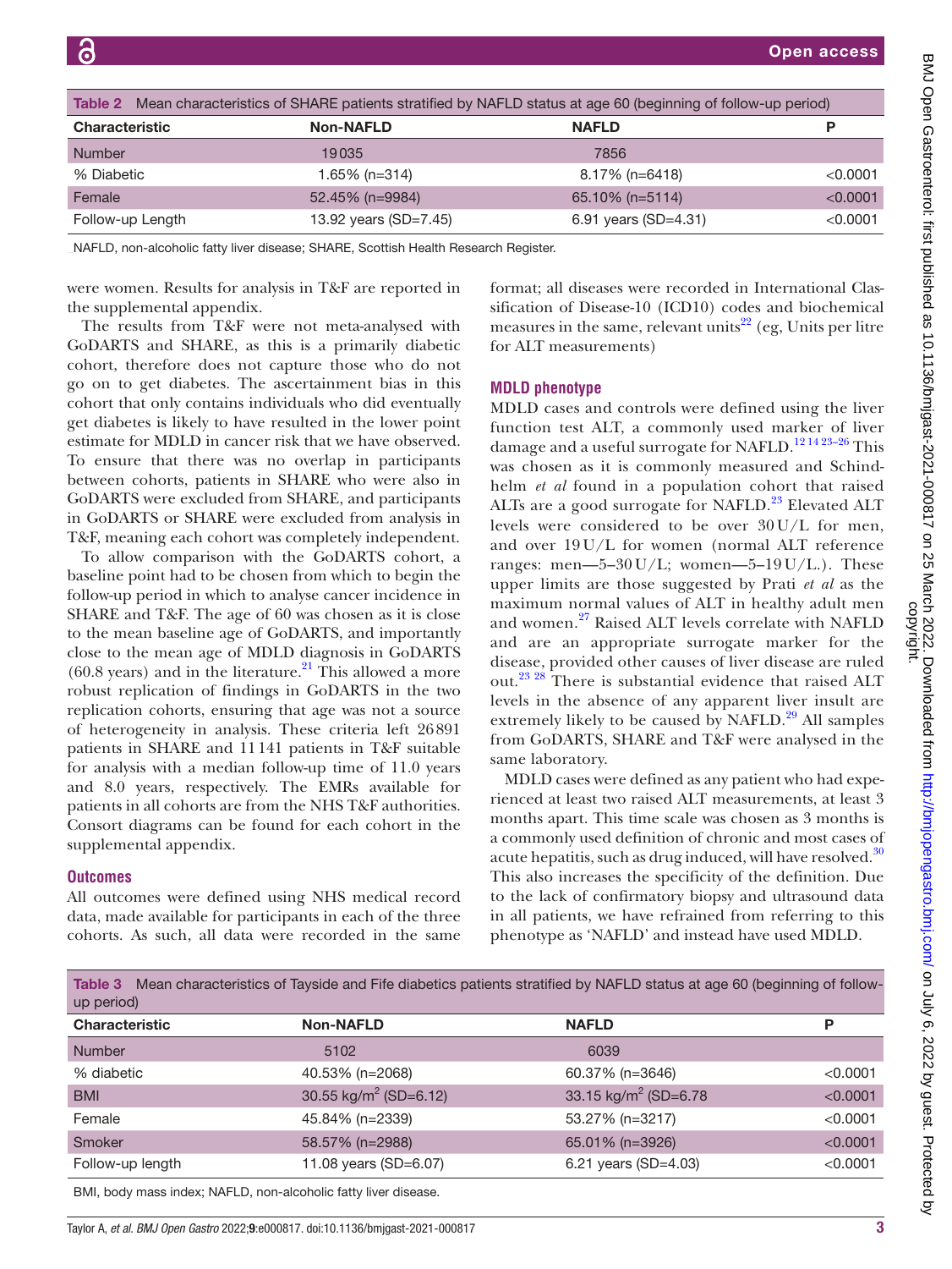Table 2 Mean characteristics of SHARE patients stratified by NAFLD status at age 60 (beginning of follow-up period)

| Characteristic | Non-NAFLD | NAFLD | P |
|---|---|---|---|
| Number | 19035 | 7856 | |
| % Diabetic | 1.65% (n=314) | 8.17% (n=6418) | <0.0001 |
| Female | 52.45% (n=9984) | 65.10% (n=5114) | <0.0001 |
| Follow-up Length | 13.92 years (SD=7.45) | 6.91 years (SD=4.31) | <0.0001 |

NAFLD, non-alcoholic fatty liver disease; SHARE, Scottish Health Research Register.

were women. Results for analysis in T&F are reported in the supplemental appendix.

The results from T&F were not meta-analysed with GoDARTS and SHARE, as this is a primarily diabetic cohort, therefore does not capture those who do not go on to get diabetes. The ascertainment bias in this cohort that only contains individuals who did eventually get diabetes is likely to have resulted in the lower point estimate for MDLD in cancer risk that we have observed. To ensure that there was no overlap in participants between cohorts, patients in SHARE who were also in GoDARTS were excluded from SHARE, and participants in GoDARTS or SHARE were excluded from analysis in T&F, meaning each cohort was completely independent.

To allow comparison with the GoDARTS cohort, a baseline point had to be chosen from which to begin the follow-up period in which to analyse cancer incidence in SHARE and T&F. The age of 60 was chosen as it is close to the mean baseline age of GoDARTS, and importantly close to the mean age of MDLD diagnosis in GoDARTS (60.8 years) and in the literature.[21] This allowed a more robust replication of findings in GoDARTS in the two replication cohorts, ensuring that age was not a source of heterogeneity in analysis. These criteria left 26891 patients in SHARE and 11141 patients in T&F suitable for analysis with a median follow-up time of 11.0 years and 8.0 years, respectively. The EMRs available for patients in all cohorts are from the NHS T&F authorities. Consort diagrams can be found for each cohort in the supplemental appendix.

## Outcomes

All outcomes were defined using NHS medical record data, made available for participants in each of the three cohorts. As such, all data were recorded in the same format; all diseases were recorded in International Classification of Disease-10 (ICD10) codes and biochemical measures in the same, relevant units[22] (eg, Units per litre for ALT measurements)

## MDLD phenotype

MDLD cases and controls were defined using the liver function test ALT, a commonly used marker of liver damage and a useful surrogate for NAFLD.[12 14 23–26] This was chosen as it is commonly measured and Schindhelm *et al* found in a population cohort that raised ALTs are a good surrogate for NAFLD.[23] Elevated ALT levels were considered to be over 30 U/L for men, and over 19 U/L for women (normal ALT reference ranges: men—5–30 U/L; women—5–19 U/L.). These upper limits are those suggested by Prati *et al* as the maximum normal values of ALT in healthy adult men and women.[27] Raised ALT levels correlate with NAFLD and are an appropriate surrogate marker for the disease, provided other causes of liver disease are ruled out.[23 28] There is substantial evidence that raised ALT levels in the absence of any apparent liver insult are extremely likely to be caused by NAFLD.[29] All samples from GoDARTS, SHARE and T&F were analysed in the same laboratory.

MDLD cases were defined as any patient who had experienced at least two raised ALT measurements, at least 3 months apart. This time scale was chosen as 3 months is a commonly used definition of chronic and most cases of acute hepatitis, such as drug induced, will have resolved.[30] This also increases the specificity of the definition. Due to the lack of confirmatory biopsy and ultrasound data in all patients, we have refrained from referring to this phenotype as 'NAFLD' and instead have used MDLD.

Table 3 Mean characteristics of Tayside and Fife diabetics patients stratified by NAFLD status at age 60 (beginning of follow-up period)

| Characteristic | Non-NAFLD | NAFLD | P |
|---|---|---|---|
| Number | 5102 | 6039 | |
| % diabetic | 40.53% (n=2068) | 60.37% (n=3646) | <0.0001 |
| BMI | 30.55 kg/m$^2$ (SD=6.12) | 33.15 kg/m$^2$ (SD=6.78 | <0.0001 |
| Female | 45.84% (n=2339) | 53.27% (n=3217) | <0.0001 |
| Smoker | 58.57% (n=2988) | 65.01% (n=3926) | <0.0001 |
| Follow-up length | 11.08 years (SD=6.07) | 6.21 years (SD=4.03) | <0.0001 |

BMI, body mass index; NAFLD, non-alcoholic fatty liver disease.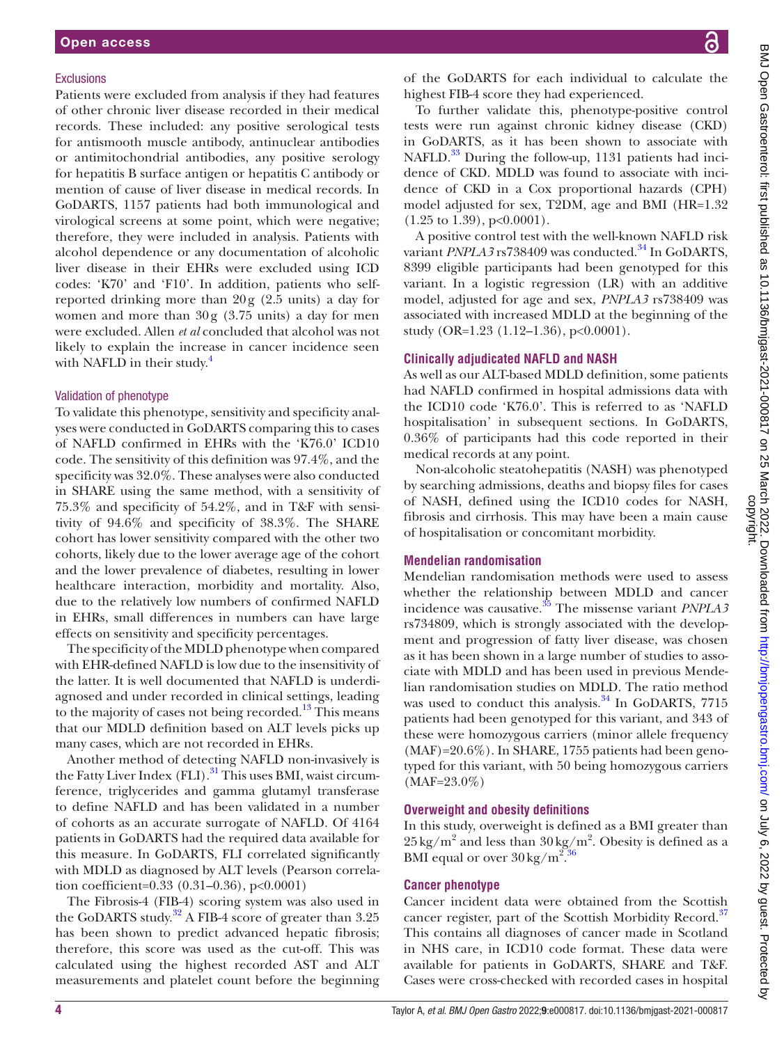### Exclusions

Patients were excluded from analysis if they had features of other chronic liver disease recorded in their medical records. These included: any positive serological tests for antismooth muscle antibody, antinuclear antibodies or antimitochondrial antibodies, any positive serology for hepatitis B surface antigen or hepatitis C antibody or mention of cause of liver disease in medical records. In GoDARTS, 1157 patients had both immunological and virological screens at some point, which were negative; therefore, they were included in analysis. Patients with alcohol dependence or any documentation of alcoholic liver disease in their EHRs were excluded using ICD codes: 'K70' and 'F10'. In addition, patients who self-reported drinking more than 20 g (2.5 units) a day for women and more than 30 g (3.75 units) a day for men were excluded. Allen *et al* concluded that alcohol was not likely to explain the increase in cancer incidence seen with NAFLD in their study.[4]

### Validation of phenotype

To validate this phenotype, sensitivity and specificity analyses were conducted in GoDARTS comparing this to cases of NAFLD confirmed in EHRs with the 'K76.0' ICD10 code. The sensitivity of this definition was 97.4%, and the specificity was 32.0%. These analyses were also conducted in SHARE using the same method, with a sensitivity of 75.3% and specificity of 54.2%, and in T&F with sensitivity of 94.6% and specificity of 38.3%. The SHARE cohort has lower sensitivity compared with the other two cohorts, likely due to the lower average age of the cohort and the lower prevalence of diabetes, resulting in lower healthcare interaction, morbidity and mortality. Also, due to the relatively low numbers of confirmed NAFLD in EHRs, small differences in numbers can have large effects on sensitivity and specificity percentages.

The specificity of the MDLD phenotype when compared with EHR-defined NAFLD is low due to the insensitivity of the latter. It is well documented that NAFLD is underdiagnosed and under recorded in clinical settings, leading to the majority of cases not being recorded.[13] This means that our MDLD definition based on ALT levels picks up many cases, which are not recorded in EHRs.

Another method of detecting NAFLD non-invasively is the Fatty Liver Index (FLI).[31] This uses BMI, waist circumference, triglycerides and gamma glutamyl transferase to define NAFLD and has been validated in a number of cohorts as an accurate surrogate of NAFLD. Of 4164 patients in GoDARTS had the required data available for this measure. In GoDARTS, FLI correlated significantly with MDLD as diagnosed by ALT levels (Pearson correlation coefficient=0.33 (0.31–0.36), p<0.0001)

The Fibrosis-4 (FIB-4) scoring system was also used in the GoDARTS study.[32] A FIB-4 score of greater than 3.25 has been shown to predict advanced hepatic fibrosis; therefore, this score was used as the cut-off. This was calculated using the highest recorded AST and ALT measurements and platelet count before the beginning of the GoDARTS for each individual to calculate the highest FIB-4 score they had experienced.

To further validate this, phenotype-positive control tests were run against chronic kidney disease (CKD) in GoDARTS, as it has been shown to associate with NAFLD.[33] During the follow-up, 1131 patients had incidence of CKD. MDLD was found to associate with incidence of CKD in a Cox proportional hazards (CPH) model adjusted for sex, T2DM, age and BMI (HR=1.32 (1.25 to 1.39), p<0.0001).

A positive control test with the well-known NAFLD risk variant *PNPLA3* rs738409 was conducted.[34] In GoDARTS, 8399 eligible participants had been genotyped for this variant. In a logistic regression (LR) with an additive model, adjusted for age and sex, *PNPLA3* rs738409 was associated with increased MDLD at the beginning of the study (OR=1.23 (1.12–1.36), p<0.0001).

## Clinically adjudicated NAFLD and NASH

As well as our ALT-based MDLD definition, some patients had NAFLD confirmed in hospital admissions data with the ICD10 code 'K76.0'. This is referred to as 'NAFLD hospitalisation' in subsequent sections. In GoDARTS, 0.36% of participants had this code reported in their medical records at any point.

Non-alcoholic steatohepatitis (NASH) was phenotyped by searching admissions, deaths and biopsy files for cases of NASH, defined using the ICD10 codes for NASH, fibrosis and cirrhosis. This may have been a main cause of hospitalisation or concomitant morbidity.

## Mendelian randomisation

Mendelian randomisation methods were used to assess whether the relationship between MDLD and cancer incidence was causative.[35] The missense variant *PNPLA3* rs734809, which is strongly associated with the development and progression of fatty liver disease, was chosen as it has been shown in a large number of studies to associate with MDLD and has been used in previous Mendelian randomisation studies on MDLD. The ratio method was used to conduct this analysis.[34] In GoDARTS, 7715 patients had been genotyped for this variant, and 343 of these were homozygous carriers (minor allele frequency (MAF)=20.6%). In SHARE, 1755 patients had been genotyped for this variant, with 50 being homozygous carriers (MAF=23.0%)

## Overweight and obesity definitions

In this study, overweight is defined as a BMI greater than 25 kg/m$^2$ and less than 30 kg/m$^2$. Obesity is defined as a BMI equal or over 30 kg/m$^2$.[36]

## Cancer phenotype

Cancer incident data were obtained from the Scottish cancer register, part of the Scottish Morbidity Record.[37] This contains all diagnoses of cancer made in Scotland in NHS care, in ICD10 code format. These data were available for patients in GoDARTS, SHARE and T&F. Cases were cross-checked with recorded cases in hospital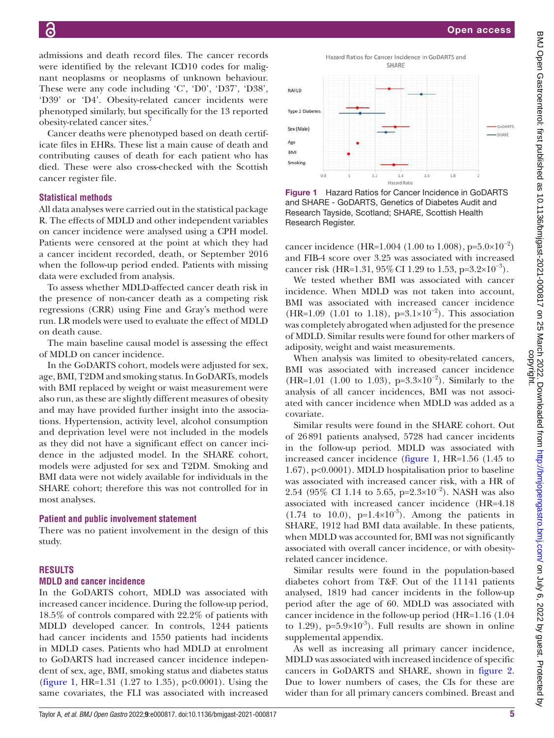admissions and death record files. The cancer records were identified by the relevant ICD10 codes for malignant neoplasms or neoplasms of unknown behaviour. These were any code including 'C', 'D0', 'D37', 'D38', 'D39' or 'D4'. Obesity-related cancer incidents were phenotyped similarly, but specifically for the 13 reported obesity-related cancer sites.[7]

Cancer deaths were phenotyped based on death certificate files in EHRs. These list a main cause of death and contributing causes of death for each patient who has died. These were also cross-checked with the Scottish cancer register file.

### Statistical methods

All data analyses were carried out in the statistical package R. The effects of MDLD and other independent variables on cancer incidence were analysed using a CPH model. Patients were censored at the point at which they had a cancer incident recorded, death, or September 2016 when the follow-up period ended. Patients with missing data were excluded from analysis.

To assess whether MDLD-affected cancer death risk in the presence of non-cancer death as a competing risk regressions (CRR) using Fine and Gray's method were run. LR models were used to evaluate the effect of MDLD on death cause.

The main baseline causal model is assessing the effect of MDLD on cancer incidence.

In the GoDARTS cohort, models were adjusted for sex, age, BMI, T2DM and smoking status. In GoDARTs, models with BMI replaced by weight or waist measurement were also run, as these are slightly different measures of obesity and may have provided further insight into the associations. Hypertension, activity level, alcohol consumption and deprivation level were not included in the models as they did not have a significant effect on cancer incidence in the adjusted model. In the SHARE cohort, models were adjusted for sex and T2DM. Smoking and BMI data were not widely available for individuals in the SHARE cohort; therefore this was not controlled for in most analyses.

### Patient and public involvement statement

There was no patient involvement in the design of this study.

## RESULTS

### MDLD and cancer incidence

In the GoDARTS cohort, MDLD was associated with increased cancer incidence. During the follow-up period, 18.5% of controls compared with 22.2% of patients with MDLD developed cancer. In controls, 1244 patients had cancer incidents and 1550 patients had incidents in MDLD cases. Patients who had MDLD at enrolment to GoDARTS had increased cancer incidence independent of sex, age, BMI, smoking status and diabetes status (figure 1, HR=1.31 (1.27 to 1.35), p<0.0001). Using the same covariates, the FLI was associated with increased

Figure 1 Hazard Ratios for Cancer Incidence in GoDARTS and SHARE - GoDARTS, Genetics of Diabetes Audit and Research Tayside, Scotland; SHARE, Scottish Health Research Register.

cancer incidence (HR=1.004 (1.00 to 1.008), $p=5.0\times10^{-2}$) and FIB-4 score over 3.25 was associated with increased cancer risk (HR=1.31, 95% CI 1.29 to 1.53, $p=3.2\times10^{-3}$).

We tested whether BMI was associated with cancer incidence. When MDLD was not taken into account, BMI was associated with increased cancer incidence (HR=1.09 (1.01 to 1.18), $p=3.1\times10^{-2}$). This association was completely abrogated when adjusted for the presence of MDLD. Similar results were found for other markers of adiposity, weight and waist measurements.

When analysis was limited to obesity-related cancers, BMI was associated with increased cancer incidence (HR=1.01 (1.00 to 1.03), $p=3.3\times10^{-2}$). Similarly to the analysis of all cancer incidences, BMI was not associated with cancer incidence when MDLD was added as a covariate.

Similar results were found in the SHARE cohort. Out of 26 891 patients analysed, 5728 had cancer incidents in the follow-up period. MDLD was associated with increased cancer incidence (figure 1, HR=1.56 (1.45 to 1.67), p<0.0001). MDLD hospitalisation prior to baseline was associated with increased cancer risk, with a HR of 2.54 (95% CI 1.14 to 5.65, $p=2.3\times10^{-2}$). NASH was also associated with increased cancer incidence (HR=4.18 (1.74 to 10.0), $p=1.4\times10^{3}$). Among the patients in SHARE, 1912 had BMI data available. In these patients, when MDLD was accounted for, BMI was not significantly associated with overall cancer incidence, or with obesity-related cancer incidence.

Similar results were found in the population-based diabetes cohort from T&F. Out of the 11 141 patients analysed, 1819 had cancer incidents in the follow-up period after the age of 60. MDLD was associated with cancer incidence in the follow-up period (HR=1.16 (1.04 to 1.29), $p=5.9\times10^{-3}$). Full results are shown in online supplemental appendix.

As well as increasing all primary cancer incidence, MDLD was associated with increased incidence of specific cancers in GoDARTS and SHARE, shown in figure 2. Due to lower numbers of cases, the CIs for these are wider than for all primary cancers combined. Breast and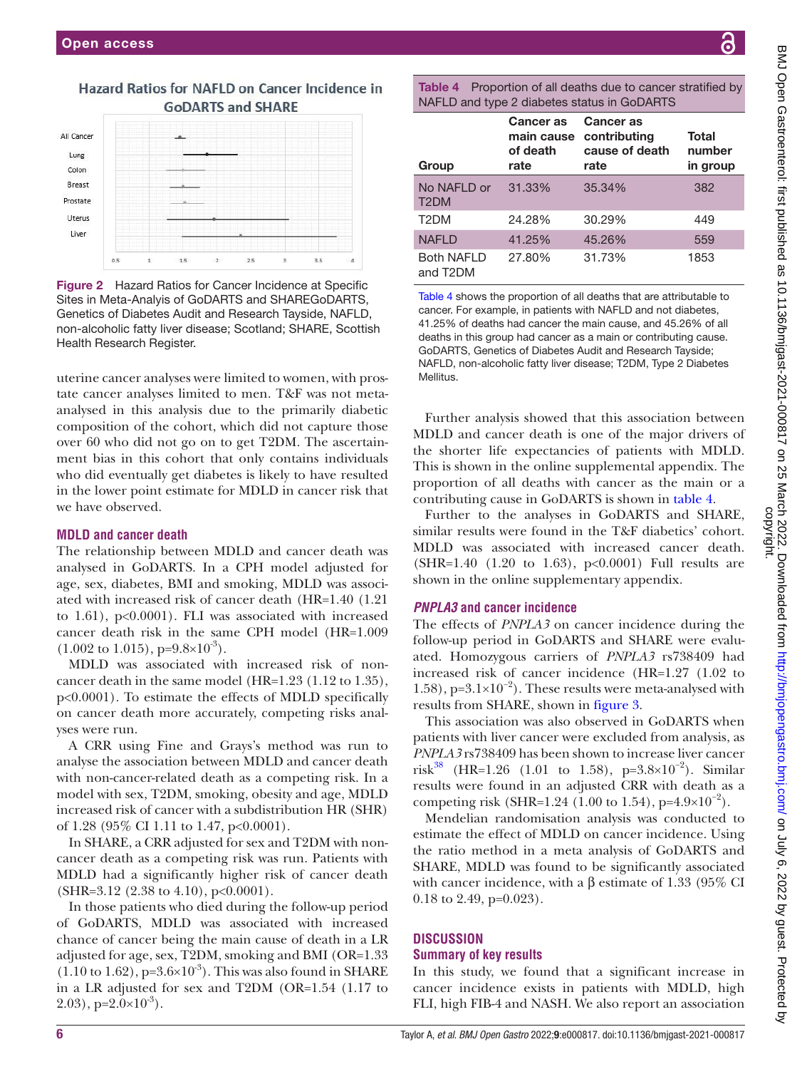Hazard Ratios for NAFLD on Cancer Incidence in GoDARTS and SHARE

**Figure 2** Hazard Ratios for Cancer Incidence at Specific Sites in Meta-Analyis of GoDARTS and SHAREGoDARTS, Genetics of Diabetes Audit and Research Tayside, NAFLD, non-alcoholic fatty liver disease; Scotland; SHARE, Scottish Health Research Register.

uterine cancer analyses were limited to women, with prostate cancer analyses limited to men. T&F was not meta-analysed in this analysis due to the primarily diabetic composition of the cohort, which did not capture those over 60 who did not go on to get T2DM. The ascertainment bias in this cohort that only contains individuals who did eventually get diabetes is likely to have resulted in the lower point estimate for MDLD in cancer risk that we have observed.

### MDLD and cancer death

The relationship between MDLD and cancer death was analysed in GoDARTS. In a CPH model adjusted for age, sex, diabetes, BMI and smoking, MDLD was associated with increased risk of cancer death (HR=1.40 (1.21 to 1.61), p<0.0001). FLI was associated with increased cancer death risk in the same CPH model (HR=1.009 (1.002 to 1.015), p=$9.8\times10^{-3}$).

MDLD was associated with increased risk of non-cancer death in the same model (HR=1.23 (1.12 to 1.35), p<0.0001). To estimate the effects of MDLD specifically on cancer death more accurately, competing risks analyses were run.

A CRR using Fine and Grays's method was run to analyse the association between MDLD and cancer death with non-cancer-related death as a competing risk. In a model with sex, T2DM, smoking, obesity and age, MDLD increased risk of cancer with a subdistribution HR (SHR) of 1.28 (95% CI 1.11 to 1.47, p<0.0001).

In SHARE, a CRR adjusted for sex and T2DM with non-cancer death as a competing risk was run. Patients with MDLD had a significantly higher risk of cancer death (SHR=3.12 (2.38 to 4.10), p<0.0001).

In those patients who died during the follow-up period of GoDARTS, MDLD was associated with increased chance of cancer being the main cause of death in a LR adjusted for age, sex, T2DM, smoking and BMI (OR=1.33 (1.10 to 1.62), p=$3.6\times10^{-3}$). This was also found in SHARE in a LR adjusted for sex and T2DM (OR=1.54 (1.17 to 2.03), p=$2.0\times10^{-3}$).

**Table 4** Proportion of all deaths due to cancer stratified by NAFLD and type 2 diabetes status in GoDARTS

| Group | Cancer as main cause of death rate | Cancer as contributing cause of death rate | Total number in group |
|---|---|---|---|
| No NAFLD or T2DM | 31.33% | 35.34% | 382 |
| T2DM | 24.28% | 30.29% | 449 |
| NAFLD | 41.25% | 45.26% | 559 |
| Both NAFLD and T2DM | 27.80% | 31.73% | 1853 |

Table 4 shows the proportion of all deaths that are attributable to cancer. For example, in patients with NAFLD and not diabetes, 41.25% of deaths had cancer the main cause, and 45.26% of all deaths in this group had cancer as a main or contributing cause. GoDARTS, Genetics of Diabetes Audit and Research Tayside; NAFLD, non-alcoholic fatty liver disease; T2DM, Type 2 Diabetes Mellitus.

Further analysis showed that this association between MDLD and cancer death is one of the major drivers of the shorter life expectancies of patients with MDLD. This is shown in the online supplemental appendix. The proportion of all deaths with cancer as the main or a contributing cause in GoDARTS is shown in table 4.

Further to the analyses in GoDARTS and SHARE, similar results were found in the T&F diabetics' cohort. MDLD was associated with increased cancer death. (SHR=1.40 (1.20 to 1.63), p<0.0001) Full results are shown in the online supplemental appendix.

### *PNPLA3* and cancer incidence

The effects of *PNPLA3* on cancer incidence during the follow-up period in GoDARTS and SHARE were evaluated. Homozygous carriers of *PNPLA3* rs738409 had increased risk of cancer incidence (HR=1.27 (1.02 to 1.58), p=$3.1\times10^{-2}$). These results were meta-analysed with results from SHARE, shown in figure 3.

This association was also observed in GoDARTS when patients with liver cancer were excluded from analysis, as *PNPLA3* rs738409 has been shown to increase liver cancer risk[38] (HR=1.26 (1.01 to 1.58), p=$3.8\times10^{-2}$). Similar results were found in an adjusted CRR with death as a competing risk (SHR=1.24 (1.00 to 1.54), p=$4.9\times10^{-2}$).

Mendelian randomisation analysis was conducted to estimate the effect of MDLD on cancer incidence. Using the ratio method in a meta analysis of GoDARTS and SHARE, MDLD was found to be significantly associated with cancer incidence, with a β estimate of 1.33 (95% CI 0.18 to 2.49, p=0.023).

## DISCUSSION

### Summary of key results

In this study, we found that a significant increase in cancer incidence exists in patients with MDLD, high FLI, high FIB-4 and NASH. We also report an association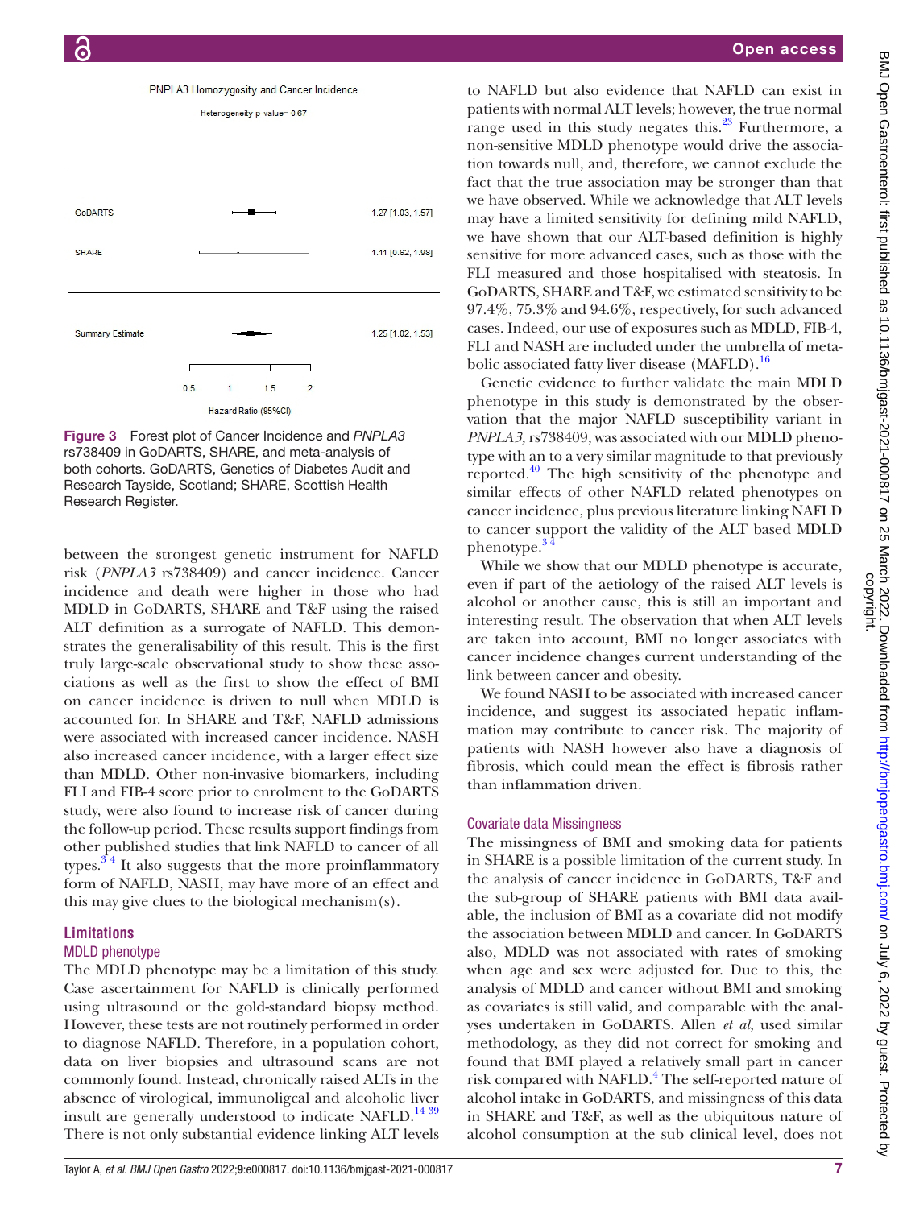PNPLA3 Homozygosity and Cancer Incidence

Heterogeneity p-value= 0.67

| | Hazard Ratio (95%CI) |
|---|---|
| GoDARTS | 1.27 [1.03, 1.57] |
| SHARE | 1.11 [0.62, 1.98] |
| Summary Estimate | 1.25 [1.02, 1.53] |

**Figure 3** Forest plot of Cancer Incidence and *PNPLA3* rs738409 in GoDARTS, SHARE, and meta-analysis of both cohorts. GoDARTS, Genetics of Diabetes Audit and Research Tayside, Scotland; SHARE, Scottish Health Research Register.

between the strongest genetic instrument for NAFLD risk (*PNPLA3* rs738409) and cancer incidence. Cancer incidence and death were higher in those who had MDLD in GoDARTS, SHARE and T&F using the raised ALT definition as a surrogate of NAFLD. This demonstrates the generalisability of this result. This is the first truly large-scale observational study to show these associations as well as the first to show the effect of BMI on cancer incidence is driven to null when MDLD is accounted for. In SHARE and T&F, NAFLD admissions were associated with increased cancer incidence. NASH also increased cancer incidence, with a larger effect size than MDLD. Other non-invasive biomarkers, including FLI and FIB-4 score prior to enrolment to the GoDARTS study, were also found to increase risk of cancer during the follow-up period. These results support findings from other published studies that link NAFLD to cancer of all types.[3 4] It also suggests that the more proinflammatory form of NAFLD, NASH, may have more of an effect and this may give clues to the biological mechanism(s).

## Limitations

### MDLD phenotype

The MDLD phenotype may be a limitation of this study. Case ascertainment for NAFLD is clinically performed using ultrasound or the gold-standard biopsy method. However, these tests are not routinely performed in order to diagnose NAFLD. Therefore, in a population cohort, data on liver biopsies and ultrasound scans are not commonly found. Instead, chronically raised ALTs in the absence of virological, immunoligcal and alcoholic liver insult are generally understood to indicate NAFLD.[14 39] There is not only substantial evidence linking ALT levels to NAFLD but also evidence that NAFLD can exist in patients with normal ALT levels; however, the true normal range used in this study negates this.[23] Furthermore, a non-sensitive MDLD phenotype would drive the association towards null, and, therefore, we cannot exclude the fact that the true association may be stronger than that we have observed. While we acknowledge that ALT levels may have a limited sensitivity for defining mild NAFLD, we have shown that our ALT-based definition is highly sensitive for more advanced cases, such as those with the FLI measured and those hospitalised with steatosis. In GoDARTS, SHARE and T&F, we estimated sensitivity to be 97.4%, 75.3% and 94.6%, respectively, for such advanced cases. Indeed, our use of exposures such as MDLD, FIB-4, FLI and NASH are included under the umbrella of metabolic associated fatty liver disease (MAFLD).[16]

Genetic evidence to further validate the main MDLD phenotype in this study is demonstrated by the observation that the major NAFLD susceptibility variant in *PNPLA3,* rs738409, was associated with our MDLD phenotype with an to a very similar magnitude to that previously reported.[40] The high sensitivity of the phenotype and similar effects of other NAFLD related phenotypes on cancer incidence, plus previous literature linking NAFLD to cancer support the validity of the ALT based MDLD phenotype.[3 4]

While we show that our MDLD phenotype is accurate, even if part of the aetiology of the raised ALT levels is alcohol or another cause, this is still an important and interesting result. The observation that when ALT levels are taken into account, BMI no longer associates with cancer incidence changes current understanding of the link between cancer and obesity.

We found NASH to be associated with increased cancer incidence, and suggest its associated hepatic inflammation may contribute to cancer risk. The majority of patients with NASH however also have a diagnosis of fibrosis, which could mean the effect is fibrosis rather than inflammation driven.

### Covariate data Missingness

The missingness of BMI and smoking data for patients in SHARE is a possible limitation of this study. In the analysis of cancer incidence in GoDARTS, T&F and the sub-group of SHARE patients with BMI data available, the inclusion of BMI as a covariate did not modify the association between MDLD and cancer. In GoDARTS also, MDLD was not associated with rates of smoking when age and sex were adjusted for. Due to this, the analysis of MDLD and cancer without BMI and smoking as covariates is still valid, and comparable with the analyses undertaken in GoDARTS. Allen *et al*, used similar methodology, as they did not correct for smoking and found that BMI played a relatively small part in cancer risk compared with NAFLD.[4] The self-reported nature of alcohol intake in GoDARTS, and missingness of this data in SHARE and T&F, as well as the ubiquitous nature of alcohol consumption at the sub clinical level, does not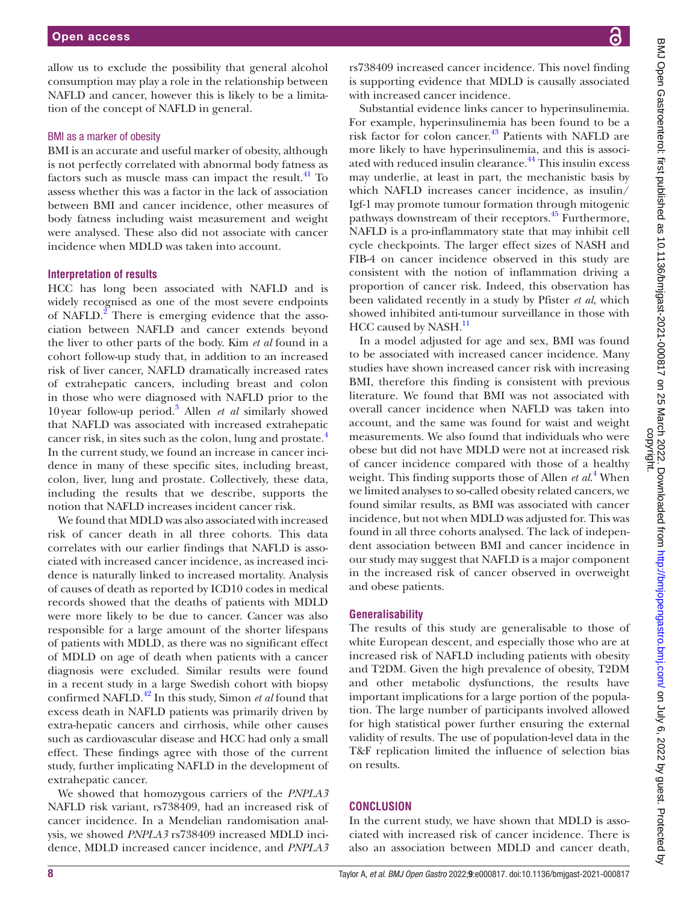allow us to exclude the possibility that general alcohol consumption may play a role in the relationship between NAFLD and cancer, however this is likely to be a limitation of the concept of NAFLD in general.

### BMI as a marker of obesity

BMI is an accurate and useful marker of obesity, although is not perfectly correlated with abnormal body fatness as factors such as muscle mass can impact the result.[41] To assess whether this was a factor in the lack of association between BMI and cancer incidence, other measures of body fatness including waist measurement and weight were analysed. These also did not associate with cancer incidence when MDLD was taken into account.

## Interpretation of results

HCC has long been associated with NAFLD and is widely recognised as one of the most severe endpoints of NAFLD.[2] There is emerging evidence that the association between NAFLD and cancer extends beyond the liver to other parts of the body. Kim *et al* found in a cohort follow-up study that, in addition to an increased risk of liver cancer, NAFLD dramatically increased rates of extrahepatic cancers, including breast and colon in those who were diagnosed with NAFLD prior to the 10year follow-up period.[3] Allen *et al* similarly showed that NAFLD was associated with increased extrahepatic cancer risk, in sites such as the colon, lung and prostate.[4] In the current study, we found an increase in cancer incidence in many of these specific sites, including breast, colon, liver, lung and prostate. Collectively, these data, including the results that we describe, supports the notion that NAFLD increases incident cancer risk.

We found that MDLD was also associated with increased risk of cancer death in all three cohorts. This data correlates with our earlier findings that NAFLD is associated with increased cancer incidence, as increased incidence is naturally linked to increased mortality. Analysis of causes of death as reported by ICD10 codes in medical records showed that the deaths of patients with MDLD were more likely to be due to cancer. Cancer was also responsible for a large amount of the shorter lifespans of patients with MDLD, as there was no significant effect of MDLD on age of death when patients with a cancer diagnosis were excluded. Similar results were found in a recent study in a large Swedish cohort with biopsy confirmed NAFLD.[42] In this study, Simon *et al* found that excess death in NAFLD patients was primarily driven by extra-hepatic cancers and cirrhosis, while other causes such as cardiovascular disease and HCC had only a small effect. These findings agree with those of the current study, further implicating NAFLD in the development of extrahepatic cancer.

We showed that homozygous carriers of the *PNPLA3* NAFLD risk variant, rs738409, had an increased risk of cancer incidence. In a Mendelian randomisation analysis, we showed *PNPLA3* rs738409 increased MDLD incidence, MDLD increased cancer incidence, and *PNPLA3* rs738409 increased cancer incidence. This novel finding is supporting evidence that MDLD is causally associated with increased cancer incidence.

Substantial evidence links cancer to hyperinsulinemia. For example, hyperinsulinemia has been found to be a risk factor for colon cancer.[43] Patients with NAFLD are more likely to have hyperinsulinemia, and this is associated with reduced insulin clearance.[44] This insulin excess may underlie, at least in part, the mechanistic basis by which NAFLD increases cancer incidence, as insulin/Igf-1 may promote tumour formation through mitogenic pathways downstream of their receptors.[45] Furthermore, NAFLD is a pro-inflammatory state that may inhibit cell cycle checkpoints. The larger effect sizes of NASH and FIB-4 on cancer incidence observed in this study are consistent with the notion of inflammation driving a proportion of cancer risk. Indeed, this observation has been validated recently in a study by Pfister *et al*, which showed inhibited anti-tumour surveillance in those with HCC caused by NASH.[11]

In a model adjusted for age and sex, BMI was found to be associated with increased cancer incidence. Many studies have shown increased cancer risk with increasing BMI, therefore this finding is consistent with previous literature. We found that BMI was not associated with overall cancer incidence when NAFLD was taken into account, and the same was found for waist and weight measurements. We also found that individuals who were obese but did not have MDLD were not at increased risk of cancer incidence compared with those of a healthy weight. This finding supports those of Allen *et al*.[4] When we limited analyses to so-called obesity related cancers, we found similar results, as BMI was associated with cancer incidence, but not when MDLD was adjusted for. This was found in all three cohorts analysed. The lack of independent association between BMI and cancer incidence in our study may suggest that NAFLD is a major component in the increased risk of cancer observed in overweight and obese patients.

## Generalisability

The results of this study are generalisable to those of white European descent, and especially those who are at increased risk of NAFLD including patients with obesity and T2DM. Given the high prevalence of obesity, T2DM and other metabolic dysfunctions, the results have important implications for a large portion of the population. The large number of participants involved allowed for high statistical power further ensuring the external validity of results. The use of population-level data in the T&F replication limited the influence of selection bias on results.

# CONCLUSION

In the current study, we have shown that MDLD is associated with increased risk of cancer incidence. There is also an association between MDLD and cancer death,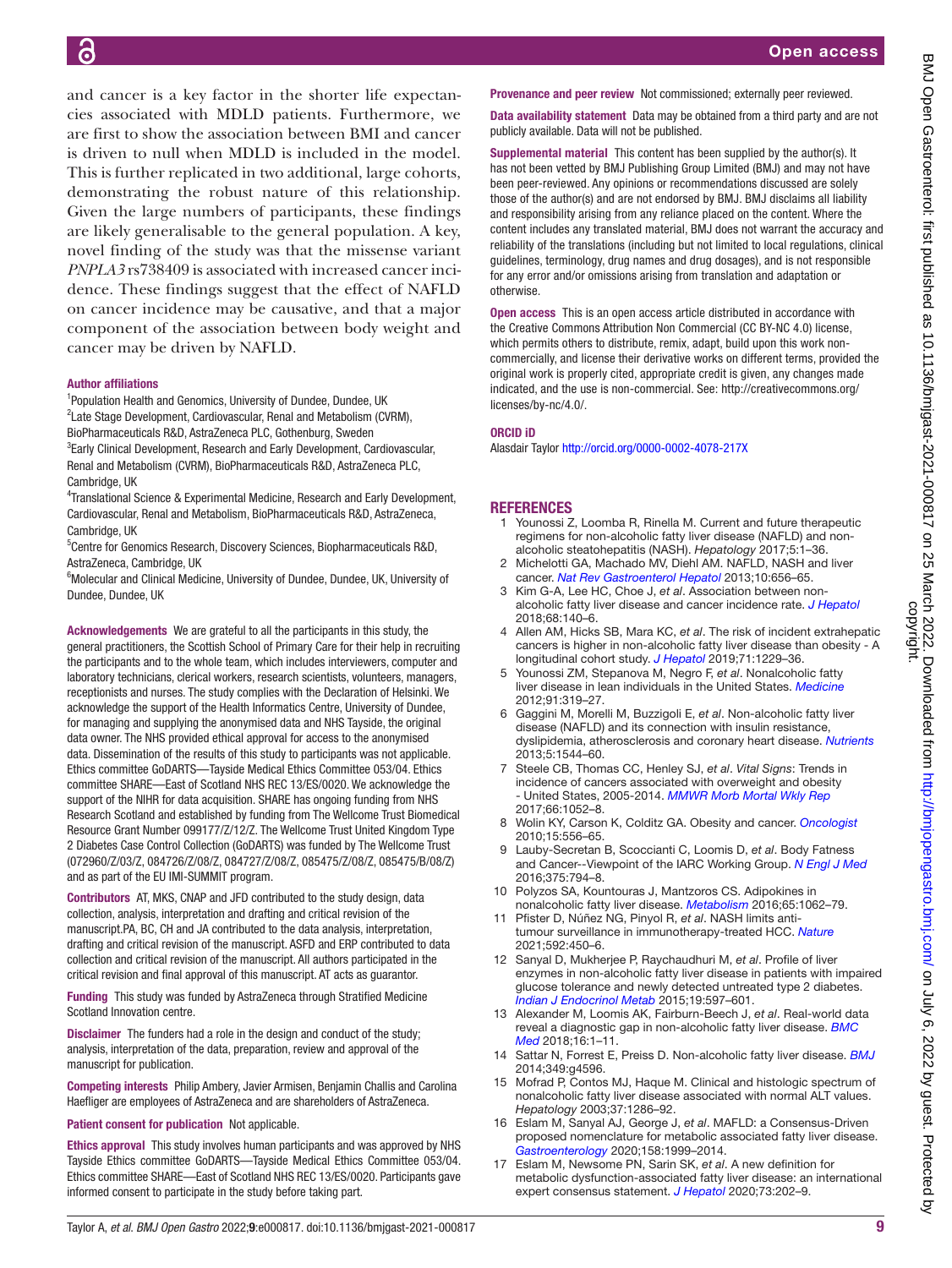and cancer is a key factor in the shorter life expectancies associated with MDLD patients. Furthermore, we are first to show the association between BMI and cancer is driven to null when MDLD is included in the model. This is further replicated in two additional, large cohorts, demonstrating the robust nature of this relationship. Given the large numbers of participants, these findings are likely generalisable to the general population. A key, novel finding of the study was that the missense variant *PNPLA3* rs738409 is associated with increased cancer incidence. These findings suggest that the effect of NAFLD on cancer incidence may be causative, and that a major component of the association between body weight and cancer may be driven by NAFLD.

### Author affiliations

[1]Population Health and Genomics, University of Dundee, Dundee, UK
[2]Late Stage Development, Cardiovascular, Renal and Metabolism (CVRM), BioPharmaceuticals R&D, AstraZeneca PLC, Gothenburg, Sweden
[3]Early Clinical Development, Research and Early Development, Cardiovascular, Renal and Metabolism (CVRM), BioPharmaceuticals R&D, AstraZeneca PLC, Cambridge, UK
[4]Translational Science & Experimental Medicine, Research and Early Development, Cardiovascular, Renal and Metabolism, BioPharmaceuticals R&D, AstraZeneca, Cambridge, UK
[5]Centre for Genomics Research, Discovery Sciences, Biopharmaceuticals R&D, AstraZeneca, Cambridge, UK
[6]Molecular and Clinical Medicine, University of Dundee, Dundee, UK, University of Dundee, Dundee, UK

**Acknowledgements** We are grateful to all the participants in this study, the general practitioners, the Scottish School of Primary Care for their help in recruiting the participants and to the whole team, which includes interviewers, computer and laboratory technicians, clerical workers, research scientists, volunteers, managers, receptionists and nurses. The study complies with the Declaration of Helsinki. We acknowledge the support of the Health Informatics Centre, University of Dundee, for managing and supplying the anonymised data and NHS Tayside, the original data owner. The NHS provided ethical approval for access to the anonymised data. Dissemination of the results of this study to participants was not applicable. Ethics committee GoDARTS—Tayside Medical Ethics Committee 053/04. Ethics committee SHARE—East of Scotland NHS REC 13/ES/0020. We acknowledge the support of the NIHR for data acquisition. SHARE has ongoing funding from NHS Research Scotland and established by funding from The Wellcome Trust Biomedical Resource Grant Number 099177/Z/12/Z. The Wellcome Trust United Kingdom Type 2 Diabetes Case Control Collection (GoDARTS) was funded by The Wellcome Trust (072960/Z/03/Z, 084726/Z/08/Z, 084727/Z/08/Z, 085475/Z/08/Z, 085475/B/08/Z) and as part of the EU IMI-SUMMIT program.

**Contributors** AT, MKS, CNAP and JFD contributed to the study design, data collection, analysis, interpretation and drafting and critical revision of the manuscript.PA, BC, CH and JA contributed to the data analysis, interpretation, drafting and critical revision of the manuscript. ASFD and ERP contributed to data collection and critical revision of the manuscript. All authors participated in the critical revision and final approval of this manuscript. AT acts as guarantor.

**Funding** This study was funded by AstraZeneca through Stratified Medicine Scotland Innovation centre.

**Disclaimer** The funders had a role in the design and conduct of the study; analysis, interpretation of the data, preparation, review and approval of the manuscript for publication.

**Competing interests** Philip Ambery, Javier Armisen, Benjamin Challis and Carolina Haefliger are employees of AstraZeneca and are shareholders of AstraZeneca.

**Patient consent for publication** Not applicable.

**Ethics approval** This study involves human participants and was approved by NHS Tayside Ethics committee GoDARTS—Tayside Medical Ethics Committee 053/04. Ethics committee SHARE—East of Scotland NHS REC 13/ES/0020. Participants gave informed consent to participate in the study before taking part.

**Provenance and peer review** Not commissioned; externally peer reviewed.

**Data availability statement** Data may be obtained from a third party and are not publicly available. Data will not be published.

**Supplemental material** This content has been supplied by the author(s). It has not been vetted by BMJ Publishing Group Limited (BMJ) and may not have been peer-reviewed. Any opinions or recommendations discussed are solely those of the author(s) and are not endorsed by BMJ. BMJ disclaims all liability and responsibility arising from any reliance placed on the content. Where the content includes any translated material, BMJ does not warrant the accuracy and reliability of the translations (including but not limited to local regulations, clinical guidelines, terminology, drug names and drug dosages), and is not responsible for any error and/or omissions arising from translation and adaptation or otherwise.

**Open access** This is an open access article distributed in accordance with the Creative Commons Attribution Non Commercial (CC BY-NC 4.0) license, which permits others to distribute, remix, adapt, build upon this work non-commercially, and license their derivative works on different terms, provided the original work is properly cited, appropriate credit is given, any changes made indicated, and the use is non-commercial. See: http://creativecommons.org/licenses/by-nc/4.0/.

### ORCID iD

Alasdair Taylor http://orcid.org/0000-0002-4078-217X

## REFERENCES

1. Younossi Z, Loomba R, Rinella M. Current and future therapeutic regimens for non-alcoholic fatty liver disease (NAFLD) and non-alcoholic steatohepatitis (NASH). *Hepatology* 2017;5:1–36.
2. Michelotti GA, Machado MV, Diehl AM. NAFLD, NASH and liver cancer. *Nat Rev Gastroenterol Hepatol* 2013;10:656–65.
3. Kim G-A, Lee HC, Choe J, *et al*. Association between non-alcoholic fatty liver disease and cancer incidence rate. *J Hepatol* 2018;68:140–6.
4. Allen AM, Hicks SB, Mara KC, *et al*. The risk of incident extrahepatic cancers is higher in non-alcoholic fatty liver disease than obesity - A longitudinal cohort study. *J Hepatol* 2019;71:1229–36.
5. Younossi ZM, Stepanova M, Negro F, *et al*. Nonalcoholic fatty liver disease in lean individuals in the United States. *Medicine* 2012;91:319–27.
6. Gaggini M, Morelli M, Buzzigoli E, *et al*. Non-alcoholic fatty liver disease (NAFLD) and its connection with insulin resistance, dyslipidemia, atherosclerosis and coronary heart disease. *Nutrients* 2013;5:1544–60.
7. Steele CB, Thomas CC, Henley SJ, *et al*. *Vital Signs*: Trends in incidence of cancers associated with overweight and obesity - United States, 2005-2014. *MMWR Morb Mortal Wkly Rep* 2017;66:1052–8.
8. Wolin KY, Carson K, Colditz GA. Obesity and cancer. *Oncologist* 2010;15:556–65.
9. Lauby-Secretan B, Scoccianti C, Loomis D, *et al*. Body Fatness and Cancer--Viewpoint of the IARC Working Group. *N Engl J Med* 2016;375:794–8.
10. Polyzos SA, Kountouras J, Mantzoros CS. Adipokines in nonalcoholic fatty liver disease. *Metabolism* 2016;65:1062–79.
11. Pfister D, Núñez NG, Pinyol R, *et al*. NASH limits anti-tumour surveillance in immunotherapy-treated HCC. *Nature* 2021;592:450–6.
12. Sanyal D, Mukherjee P, Raychaudhuri M, *et al*. Profile of liver enzymes in non-alcoholic fatty liver disease in patients with impaired glucose tolerance and newly detected untreated type 2 diabetes. *Indian J Endocrinol Metab* 2015;19:597–601.
13. Alexander M, Loomis AK, Fairburn-Beech J, *et al*. Real-world data reveal a diagnostic gap in non-alcoholic fatty liver disease. *BMC Med* 2018;16:1–11.
14. Sattar N, Forrest E, Preiss D. Non-alcoholic fatty liver disease. *BMJ* 2014;349:g4596.
15. Mofrad P, Contos MJ, Haque M. Clinical and histologic spectrum of nonalcoholic fatty liver disease associated with normal ALT values. *Hepatology* 2003;37:1286–92.
16. Eslam M, Sanyal AJ, George J, *et al*. MAFLD: a Consensus-Driven proposed nomenclature for metabolic associated fatty liver disease. *Gastroenterology* 2020;158:1999–2014.
17. Eslam M, Newsome PN, Sarin SK, *et al*. A new definition for metabolic dysfunction-associated fatty liver disease: an international expert consensus statement. *J Hepatol* 2020;73:202–9.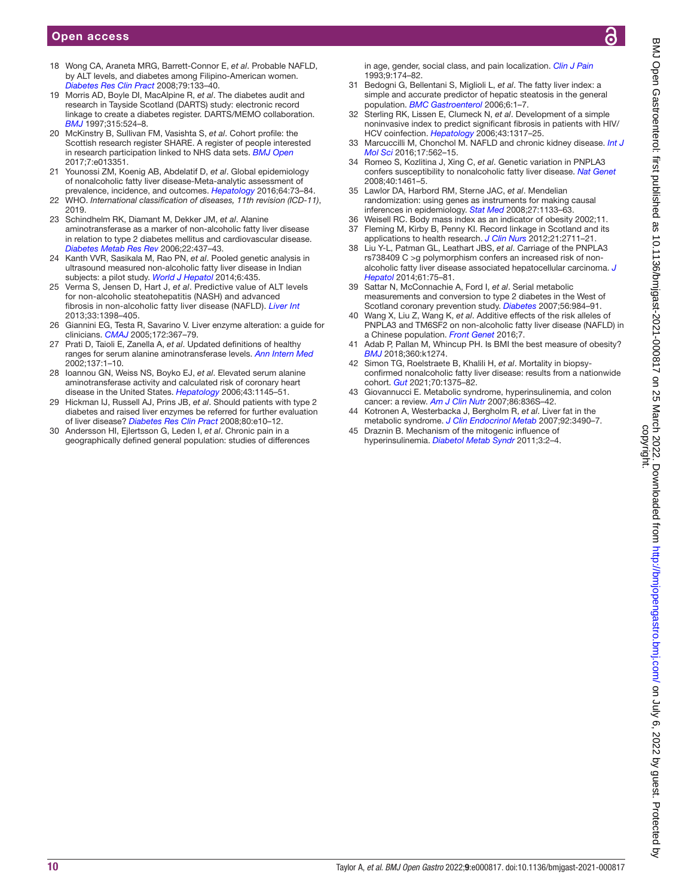18 Wong CA, Araneta MRG, Barrett-Connor E, *et al*. Probable NAFLD, by ALT levels, and diabetes among Filipino-American women. *Diabetes Res Clin Pract* 2008;79:133–40.
19 Morris AD, Boyle DI, MacAlpine R, *et al*. The diabetes audit and research in Tayside Scotland (DARTS) study: electronic record linkage to create a diabetes register. DARTS/MEMO collaboration. *BMJ* 1997;315:524–8.
20 McKinstry B, Sullivan FM, Vasishta S, *et al*. Cohort profile: the Scottish research register SHARE. A register of people interested in research participation linked to NHS data sets. *BMJ Open* 2017;7:e013351.
21 Younossi ZM, Koenig AB, Abdelatif D, *et al*. Global epidemiology of nonalcoholic fatty liver disease-Meta-analytic assessment of prevalence, incidence, and outcomes. *Hepatology* 2016;64:73–84.
22 WHO. *International classification of diseases, 11th revision (ICD-11)*, 2019.
23 Schindhelm RK, Diamant M, Dekker JM, *et al*. Alanine aminotransferase as a marker of non-alcoholic fatty liver disease in relation to type 2 diabetes mellitus and cardiovascular disease. *Diabetes Metab Res Rev* 2006;22:437–43.
24 Kanth VVR, Sasikala M, Rao PN, *et al*. Pooled genetic analysis in ultrasound measured non-alcoholic fatty liver disease in Indian subjects: a pilot study. *World J Hepatol* 2014;6:435.
25 Verma S, Jensen D, Hart J, *et al*. Predictive value of ALT levels for non-alcoholic steatohepatitis (NASH) and advanced fibrosis in non-alcoholic fatty liver disease (NAFLD). *Liver Int* 2013;33:1398–405.
26 Giannini EG, Testa R, Savarino V. Liver enzyme alteration: a guide for clinicians. *CMAJ* 2005;172:367–79.
27 Prati D, Taioli E, Zanella A, *et al*. Updated definitions of healthy ranges for serum alanine aminotransferase levels. *Ann Intern Med* 2002;137:1–10.
28 Ioannou GN, Weiss NS, Boyko EJ, *et al*. Elevated serum alanine aminotransferase activity and calculated risk of coronary heart disease in the United States. *Hepatology* 2006;43:1145–51.
29 Hickman IJ, Russell AJ, Prins JB, *et al*. Should patients with type 2 diabetes and raised liver enzymes be referred for further evaluation of liver disease? *Diabetes Res Clin Pract* 2008;80:e10–12.
30 Andersson HI, Ejlertsson G, Leden I, *et al*. Chronic pain in a geographically defined general population: studies of differences in age, gender, social class, and pain localization. *Clin J Pain* 1993;9:174–82.
31 Bedogni G, Bellentani S, Miglioli L, *et al*. The fatty liver index: a simple and accurate predictor of hepatic steatosis in the general population. *BMC Gastroenterol* 2006;6:1–7.
32 Sterling RK, Lissen E, Clumeck N, *et al*. Development of a simple noninvasive index to predict significant fibrosis in patients with HIV/HCV coinfection. *Hepatology* 2006;43:1317–25.
33 Marcuccilli M, Chonchol M. NAFLD and chronic kidney disease. *Int J Mol Sci* 2016;17:562–15.
34 Romeo S, Kozlitina J, Xing C, *et al*. Genetic variation in PNPLA3 confers susceptibility to nonalcoholic fatty liver disease. *Nat Genet* 2008;40:1461–5.
35 Lawlor DA, Harbord RM, Sterne JAC, *et al*. Mendelian randomization: using genes as instruments for making causal inferences in epidemiology. *Stat Med* 2008;27:1133–63.
36 Weisell RC. Body mass index as an indicator of obesity 2002;11.
37 Fleming M, Kirby B, Penny KI. Record linkage in Scotland and its applications to health research. *J Clin Nurs* 2012;21:2711–21.
38 Liu Y-L, Patman GL, Leathart JBS, *et al*. Carriage of the PNPLA3 rs738409 C >g polymorphism confers an increased risk of non-alcoholic fatty liver disease associated hepatocellular carcinoma. *J Hepatol* 2014;61:75–81.
39 Sattar N, McConnachie A, Ford I, *et al*. Serial metabolic measurements and conversion to type 2 diabetes in the West of Scotland coronary prevention study. *Diabetes* 2007;56:984–91.
40 Wang X, Liu Z, Wang K, *et al*. Additive effects of the risk alleles of PNPLA3 and TM6SF2 on non-alcoholic fatty liver disease (NAFLD) in a Chinese population. *Front Genet* 2016;7.
41 Adab P, Pallan M, Whincup PH. Is BMI the best measure of obesity? *BMJ* 2018;360:k1274.
42 Simon TG, Roelstraete B, Khalili H, *et al*. Mortality in biopsy-confirmed nonalcoholic fatty liver disease: results from a nationwide cohort. *Gut* 2021;70:1375–82.
43 Giovannucci E. Metabolic syndrome, hyperinsulinemia, and colon cancer: a review. *Am J Clin Nutr* 2007;86:836S–42.
44 Kotronen A, Westerbacka J, Bergholm R, *et al*. Liver fat in the metabolic syndrome. *J Clin Endocrinol Metab* 2007;92:3490–7.
45 Draznin B. Mechanism of the mitogenic influence of hyperinsulinemia. *Diabetol Metab Syndr* 2011;3:2–4.